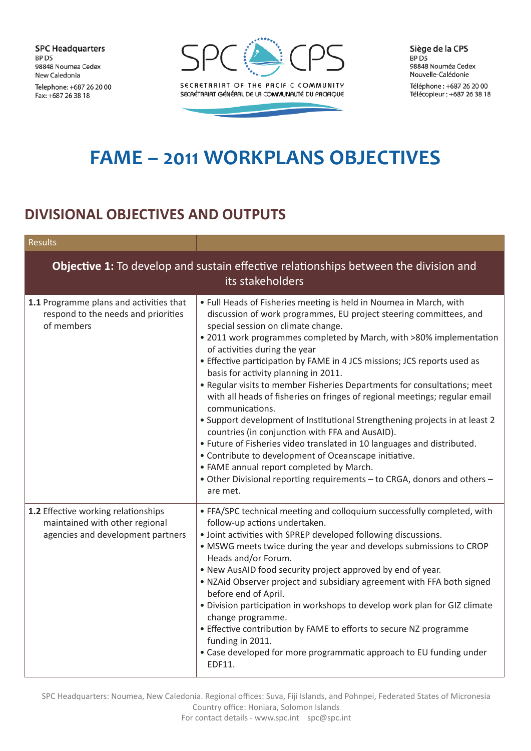SPC Headquarters
BP D5
98848 Noumea Cedex
New Caledonia
Telephone: +687 26 20 00
Fax: +687 26 38 18

SECRETARIAT OF THE PACIFIC COMMUNITY
SECRÉTARIAT GÉNÉRAL DE LA COMMUNAUTÉ DU PACIFIQUE

Siège de la CPS
BP D5
98848 Nouméa Cedex
Nouvelle-Calédonie
Téléphone : +687 26 20 00
Télécopieur : +687 26 38 18

# FAME – 2011 WORKPLANS OBJECTIVES

## DIVISIONAL OBJECTIVES AND OUTPUTS

| Results | |
|---|---|
| **Objective 1:** To develop and sustain effective relationships between the division and its stakeholders | |
| **1.1** Programme plans and activities that respond to the needs and priorities of members | • Full Heads of Fisheries meeting is held in Noumea in March, with discussion of work programmes, EU project steering committees, and special session on climate change.<br>• 2011 work programmes completed by March, with >80% implementation of activities during the year<br>• Effective participation by FAME in 4 JCS missions; JCS reports used as basis for activity planning in 2011.<br>• Regular visits to member Fisheries Departments for consultations; meet with all heads of fisheries on fringes of regional meetings; regular email communications.<br>• Support development of Institutional Strengthening projects in at least 2 countries (in conjunction with FFA and AusAID).<br>• Future of Fisheries video translated in 10 languages and distributed.<br>• Contribute to development of Oceanscape initiative.<br>• FAME annual report completed by March.<br>• Other Divisional reporting requirements – to CRGA, donors and others – are met. |
| **1.2** Effective working relationships maintained with other regional agencies and development partners | • FFA/SPC technical meeting and colloquium successfully completed, with follow-up actions undertaken.<br>• Joint activities with SPREP developed following discussions.<br>• MSWG meets twice during the year and develops submissions to CROP Heads and/or Forum.<br>• New AusAID food security project approved by end of year.<br>• NZAid Observer project and subsidiary agreement with FFA both signed before end of April.<br>• Division participation in workshops to develop work plan for GIZ climate change programme.<br>• Effective contribution by FAME to efforts to secure NZ programme funding in 2011.<br>• Case developed for more programmatic approach to EU funding under EDF11. |

SPC Headquarters: Noumea, New Caledonia. Regional offices: Suva, Fiji Islands, and Pohnpei, Federated States of Micronesia
Country office: Honiara, Solomon Islands
For contact details - www.spc.int spc@spc.int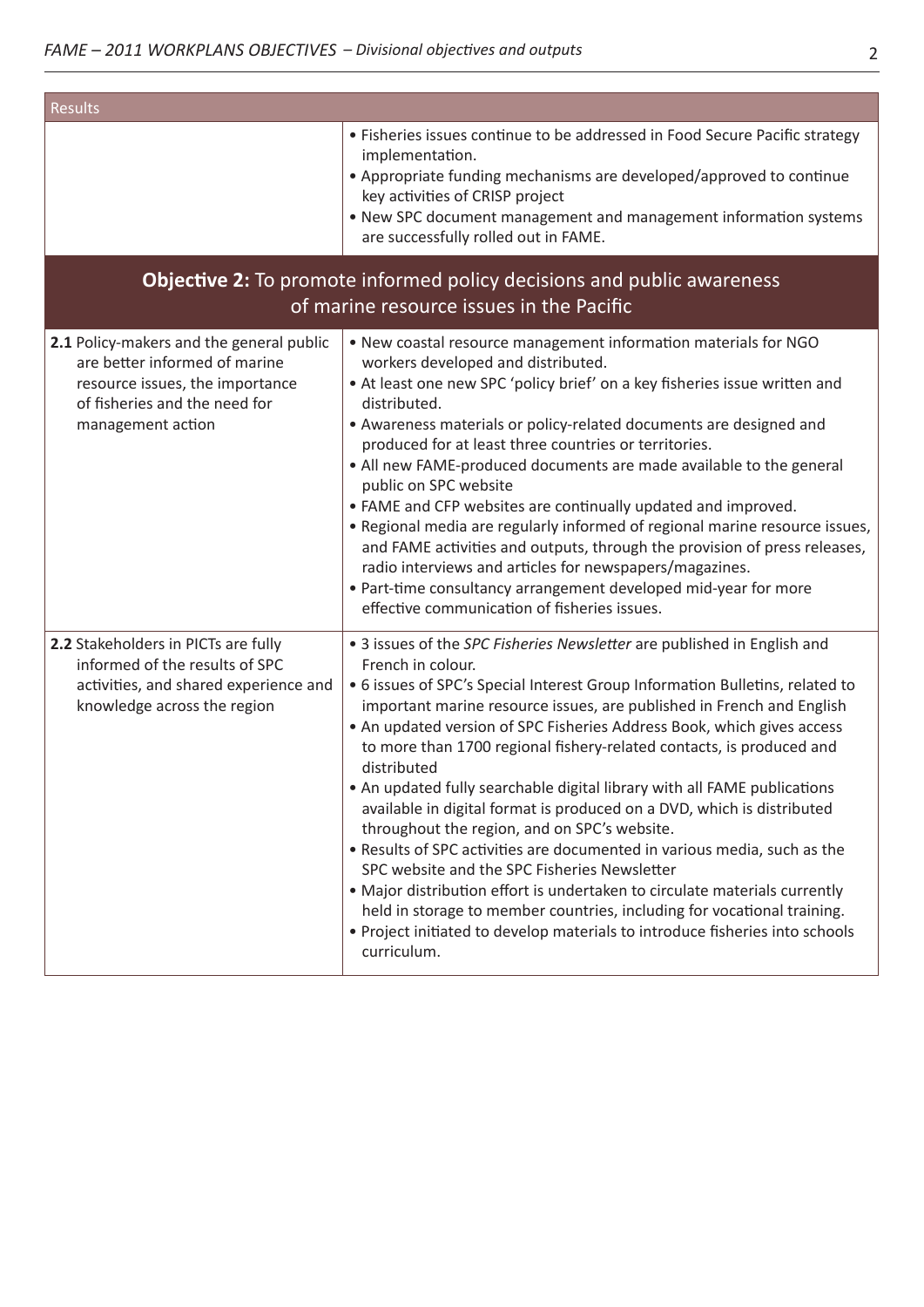| Results | |
|---|---|
| | • Fisheries issues continue to be addressed in Food Secure Pacific strategy implementation.<br>• Appropriate funding mechanisms are developed/approved to continue key activities of CRISP project<br>• New SPC document management and management information systems are successfully rolled out in FAME. |

## **Objective 2:** To promote informed policy decisions and public awareness of marine resource issues in the Pacific

| | |
|---|---|
| **2.1** Policy-makers and the general public are better informed of marine resource issues, the importance of fisheries and the need for management action | • New coastal resource management information materials for NGO workers developed and distributed.<br>• At least one new SPC 'policy brief' on a key fisheries issue written and distributed.<br>• Awareness materials or policy-related documents are designed and produced for at least three countries or territories.<br>• All new FAME-produced documents are made available to the general public on SPC website<br>• FAME and CFP websites are continually updated and improved.<br>• Regional media are regularly informed of regional marine resource issues, and FAME activities and outputs, through the provision of press releases, radio interviews and articles for newspapers/magazines.<br>• Part-time consultancy arrangement developed mid-year for more effective communication of fisheries issues. |
| **2.2** Stakeholders in PICTs are fully informed of the results of SPC activities, and shared experience and knowledge across the region | • 3 issues of the *SPC Fisheries Newsletter* are published in English and French in colour.<br>• 6 issues of SPC's Special Interest Group Information Bulletins, related to important marine resource issues, are published in French and English<br>• An updated version of SPC Fisheries Address Book, which gives access to more than 1700 regional fishery-related contacts, is produced and distributed<br>• An updated fully searchable digital library with all FAME publications available in digital format is produced on a DVD, which is distributed throughout the region, and on SPC's website.<br>• Results of SPC activities are documented in various media, such as the SPC website and the SPC Fisheries Newsletter<br>• Major distribution effort is undertaken to circulate materials currently held in storage to member countries, including for vocational training.<br>• Project initiated to develop materials to introduce fisheries into schools curriculum. |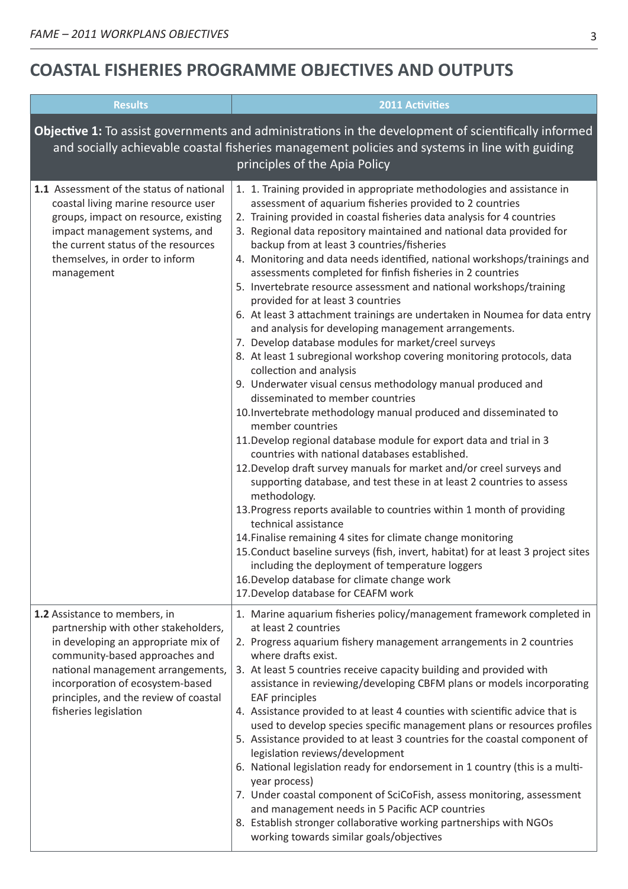## COASTAL FISHERIES PROGRAMME OBJECTIVES AND OUTPUTS

| Results | 2011 Activities |
|---|---|
| **Objective 1:** To assist governments and administrations in the development of scientifically informed and socially achievable coastal fisheries management policies and systems in line with guiding principles of the Apia Policy | |
| **1.1** Assessment of the status of national coastal living marine resource user groups, impact on resource, existing impact management systems, and the current status of the resources themselves, in order to inform management | 1. 1. Training provided in appropriate methodologies and assistance in assessment of aquarium fisheries provided to 2 countries<br>2. Training provided in coastal fisheries data analysis for 4 countries<br>3. Regional data repository maintained and national data provided for backup from at least 3 countries/fisheries<br>4. Monitoring and data needs identified, national workshops/trainings and assessments completed for finfish fisheries in 2 countries<br>5. Invertebrate resource assessment and national workshops/training provided for at least 3 countries<br>6. At least 3 attachment trainings are undertaken in Noumea for data entry and analysis for developing management arrangements.<br>7. Develop database modules for market/creel surveys<br>8. At least 1 subregional workshop covering monitoring protocols, data collection and analysis<br>9. Underwater visual census methodology manual produced and disseminated to member countries<br>10. Invertebrate methodology manual produced and disseminated to member countries<br>11. Develop regional database module for export data and trial in 3 countries with national databases established.<br>12. Develop draft survey manuals for market and/or creel surveys and supporting database, and test these in at least 2 countries to assess methodology.<br>13. Progress reports available to countries within 1 month of providing technical assistance<br>14. Finalise remaining 4 sites for climate change monitoring<br>15. Conduct baseline surveys (fish, invert, habitat) for at least 3 project sites including the deployment of temperature loggers<br>16. Develop database for climate change work<br>17. Develop database for CEAFM work |
| **1.2** Assistance to members, in partnership with other stakeholders, in developing an appropriate mix of community-based approaches and national management arrangements, incorporation of ecosystem-based principles, and the review of coastal fisheries legislation | 1. Marine aquarium fisheries policy/management framework completed in at least 2 countries<br>2. Progress aquarium fishery management arrangements in 2 countries where drafts exist.<br>3. At least 5 countries receive capacity building and provided with assistance in reviewing/developing CBFM plans or models incorporating EAF principles<br>4. Assistance provided to at least 4 counties with scientific advice that is used to develop species specific management plans or resources profiles<br>5. Assistance provided to at least 3 countries for the coastal component of legislation reviews/development<br>6. National legislation ready for endorsement in 1 country (this is a multi-year process)<br>7. Under coastal component of SciCoFish, assess monitoring, assessment and management needs in 5 Pacific ACP countries<br>8. Establish stronger collaborative working partnerships with NGOs working towards similar goals/objectives |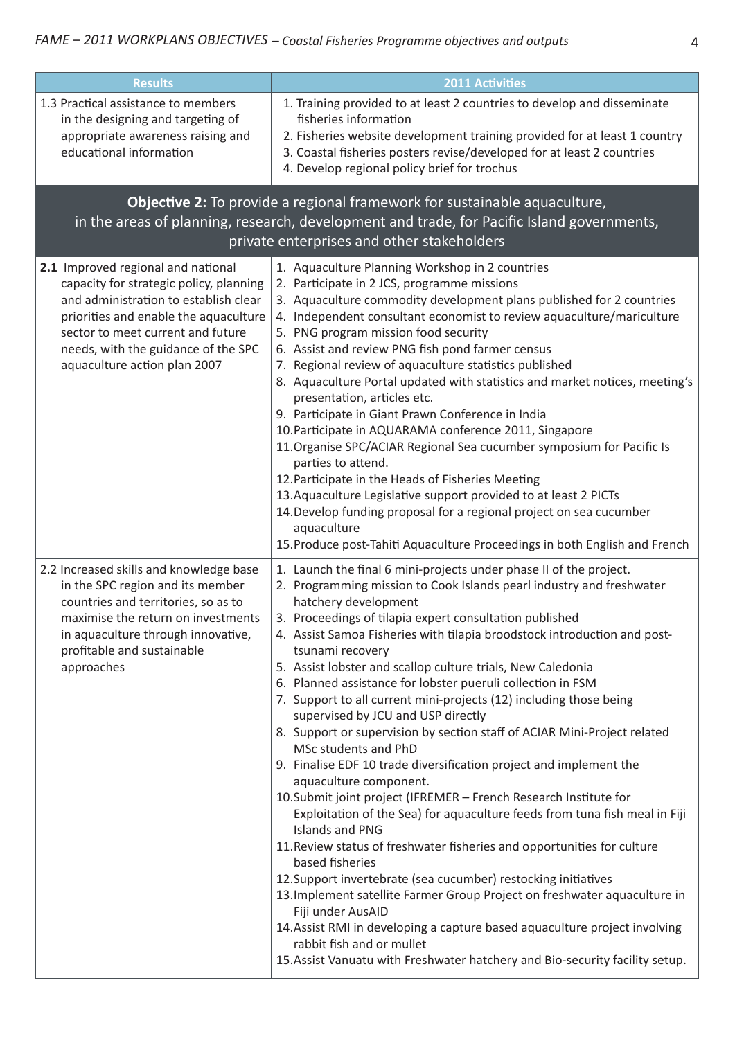| Results | 2011 Activities |
|---|---|
| 1.3 Practical assistance to members in the designing and targeting of appropriate awareness raising and educational information | 1. Training provided to at least 2 countries to develop and disseminate fisheries information<br>2. Fisheries website development training provided for at least 1 country<br>3. Coastal fisheries posters revise/developed for at least 2 countries<br>4. Develop regional policy brief for trochus |
| **Objective 2:** To provide a regional framework for sustainable aquaculture, in the areas of planning, research, development and trade, for Pacific Island governments, private enterprises and other stakeholders | |
| **2.1** Improved regional and national capacity for strategic policy, planning and administration to establish clear priorities and enable the aquaculture sector to meet current and future needs, with the guidance of the SPC aquaculture action plan 2007 | 1. Aquaculture Planning Workshop in 2 countries<br>2. Participate in 2 JCS, programme missions<br>3. Aquaculture commodity development plans published for 2 countries<br>4. Independent consultant economist to review aquaculture/mariculture<br>5. PNG program mission food security<br>6. Assist and review PNG fish pond farmer census<br>7. Regional review of aquaculture statistics published<br>8. Aquaculture Portal updated with statistics and market notices, meeting's presentation, articles etc.<br>9. Participate in Giant Prawn Conference in India<br>10. Participate in AQUARAMA conference 2011, Singapore<br>11. Organise SPC/ACIAR Regional Sea cucumber symposium for Pacific Is parties to attend.<br>12. Participate in the Heads of Fisheries Meeting<br>13. Aquaculture Legislative support provided to at least 2 PICTs<br>14. Develop funding proposal for a regional project on sea cucumber aquaculture<br>15. Produce post-Tahiti Aquaculture Proceedings in both English and French |
| 2.2 Increased skills and knowledge base in the SPC region and its member countries and territories, so as to maximise the return on investments in aquaculture through innovative, profitable and sustainable approaches | 1. Launch the final 6 mini-projects under phase II of the project.<br>2. Programming mission to Cook Islands pearl industry and freshwater hatchery development<br>3. Proceedings of tilapia expert consultation published<br>4. Assist Samoa Fisheries with tilapia broodstock introduction and post-tsunami recovery<br>5. Assist lobster and scallop culture trials, New Caledonia<br>6. Planned assistance for lobster pueruli collection in FSM<br>7. Support to all current mini-projects (12) including those being supervised by JCU and USP directly<br>8. Support or supervision by section staff of ACIAR Mini-Project related MSc students and PhD<br>9. Finalise EDF 10 trade diversification project and implement the aquaculture component.<br>10. Submit joint project (IFREMER – French Research Institute for Exploitation of the Sea) for aquaculture feeds from tuna fish meal in Fiji Islands and PNG<br>11. Review status of freshwater fisheries and opportunities for culture based fisheries<br>12. Support invertebrate (sea cucumber) restocking initiatives<br>13. Implement satellite Farmer Group Project on freshwater aquaculture in Fiji under AusAID<br>14. Assist RMI in developing a capture based aquaculture project involving rabbit fish and or mullet<br>15. Assist Vanuatu with Freshwater hatchery and Bio-security facility setup. |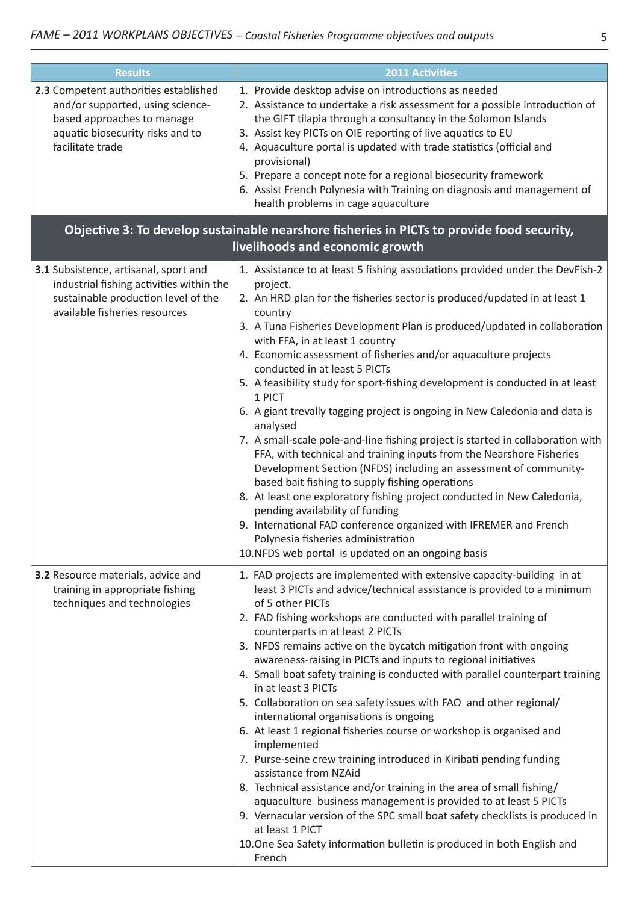| Results | 2011 Activities |
|---|---|
| **2.3** Competent authorities established and/or supported, using science-based approaches to manage aquatic biosecurity risks and to facilitate trade | 1. Provide desktop advise on introductions as needed<br>2. Assistance to undertake a risk assessment for a possible introduction of the GIFT tilapia through a consultancy in the Solomon Islands<br>3. Assist key PICTs on OIE reporting of live aquatics to EU<br>4. Aquaculture portal is updated with trade statistics (official and provisional)<br>5. Prepare a concept note for a regional biosecurity framework<br>6. Assist French Polynesia with Training on diagnosis and management of health problems in cage aquaculture |
| **Objective 3: To develop sustainable nearshore fisheries in PICTs to provide food security, livelihoods and economic growth** | |
| **3.1** Subsistence, artisanal, sport and industrial fishing activities within the sustainable production level of the available fisheries resources | 1. Assistance to at least 5 fishing associations provided under the DevFish-2 project.<br>2. An HRD plan for the fisheries sector is produced/updated in at least 1 country<br>3. A Tuna Fisheries Development Plan is produced/updated in collaboration with FFA, in at least 1 country<br>4. Economic assessment of fisheries and/or aquaculture projects conducted in at least 5 PICTs<br>5. A feasibility study for sport-fishing development is conducted in at least 1 PICT<br>6. A giant trevally tagging project is ongoing in New Caledonia and data is analysed<br>7. A small-scale pole-and-line fishing project is started in collaboration with FFA, with technical and training inputs from the Nearshore Fisheries Development Section (NFDS) including an assessment of community-based bait fishing to supply fishing operations<br>8. At least one exploratory fishing project conducted in New Caledonia, pending availability of funding<br>9. International FAD conference organized with IFREMER and French Polynesia fisheries administration<br>10. NFDS web portal is updated on an ongoing basis |
| **3.2** Resource materials, advice and training in appropriate fishing techniques and technologies | 1. FAD projects are implemented with extensive capacity-building in at least 3 PICTs and advice/technical assistance is provided to a minimum of 5 other PICTs<br>2. FAD fishing workshops are conducted with parallel training of counterparts in at least 2 PICTs<br>3. NFDS remains active on the bycatch mitigation front with ongoing awareness-raising in PICTs and inputs to regional initiatives<br>4. Small boat safety training is conducted with parallel counterpart training in at least 3 PICTs<br>5. Collaboration on sea safety issues with FAO and other regional/ international organisations is ongoing<br>6. At least 1 regional fisheries course or workshop is organised and implemented<br>7. Purse-seine crew training introduced in Kiribati pending funding assistance from NZAid<br>8. Technical assistance and/or training in the area of small fishing/ aquaculture business management is provided to at least 5 PICTs<br>9. Vernacular version of the SPC small boat safety checklists is produced in at least 1 PICT<br>10. One Sea Safety information bulletin is produced in both English and French |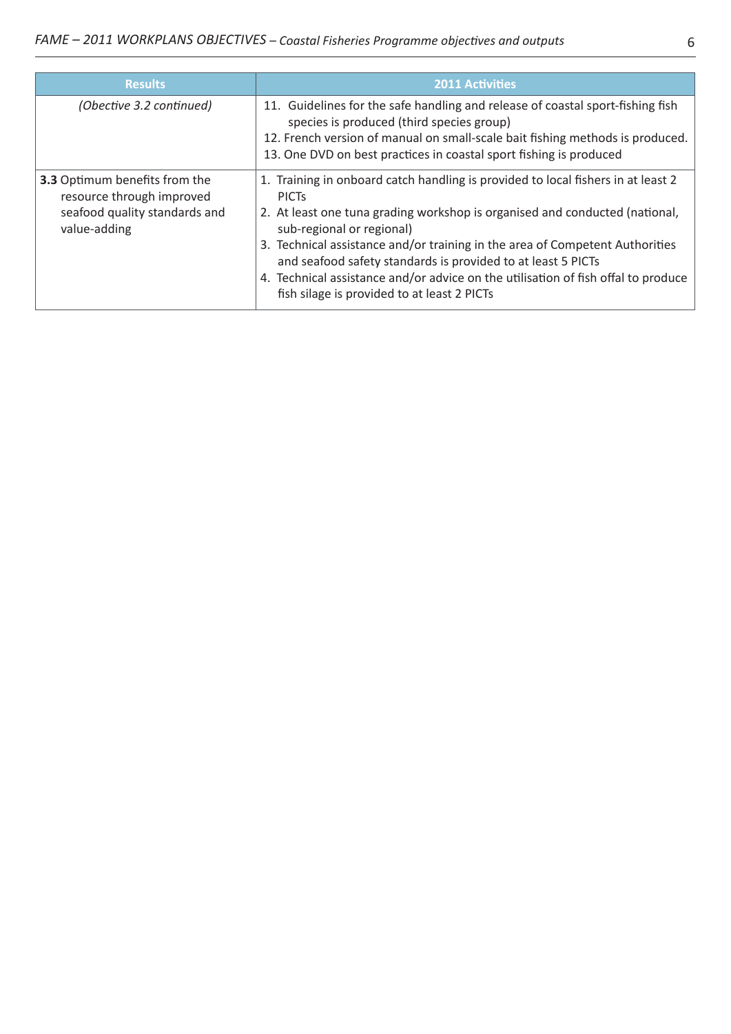| Results | 2011 Activities |
|---|---|
| *(Obective 3.2 continued)* | 11. Guidelines for the safe handling and release of coastal sport-fishing fish species is produced (third species group)<br>12. French version of manual on small-scale bait fishing methods is produced.<br>13. One DVD on best practices in coastal sport fishing is produced |
| **3.3** Optimum benefits from the resource through improved seafood quality standards and value-adding | 1. Training in onboard catch handling is provided to local fishers in at least 2 PICTs<br>2. At least one tuna grading workshop is organised and conducted (national, sub-regional or regional)<br>3. Technical assistance and/or training in the area of Competent Authorities and seafood safety standards is provided to at least 5 PICTs<br>4. Technical assistance and/or advice on the utilisation of fish offal to produce fish silage is provided to at least 2 PICTs |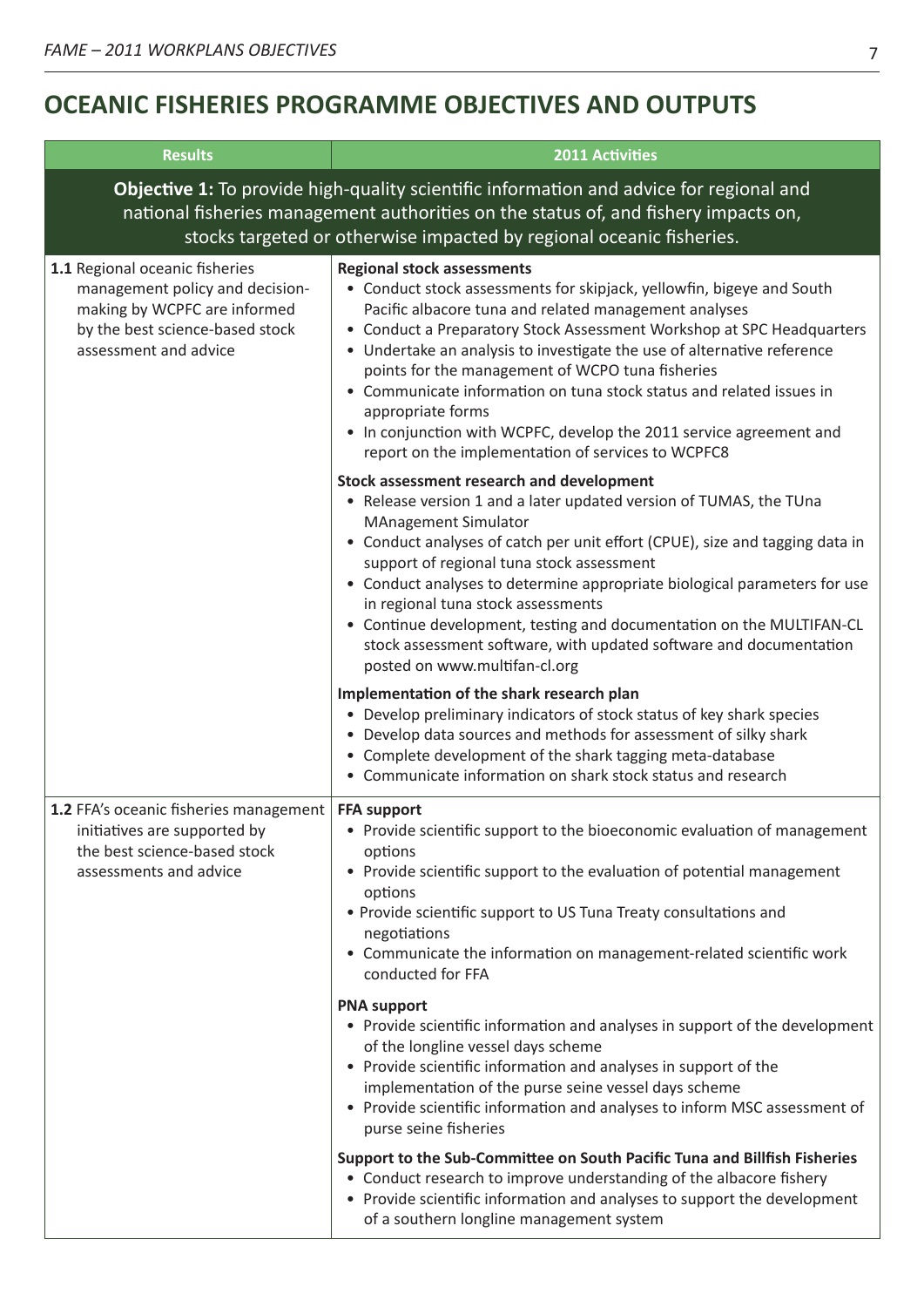## OCEANIC FISHERIES PROGRAMME OBJECTIVES AND OUTPUTS

| Results | 2011 Activities |
|---|---|
| **Objective 1:** To provide high-quality scientific information and advice for regional and national fisheries management authorities on the status of, and fishery impacts on, stocks targeted or otherwise impacted by regional oceanic fisheries. | |
| **1.1** Regional oceanic fisheries management policy and decision-making by WCPFC are informed by the best science-based stock assessment and advice | **Regional stock assessments**<br>• Conduct stock assessments for skipjack, yellowfin, bigeye and South Pacific albacore tuna and related management analyses<br>• Conduct a Preparatory Stock Assessment Workshop at SPC Headquarters<br>• Undertake an analysis to investigate the use of alternative reference points for the management of WCPO tuna fisheries<br>• Communicate information on tuna stock status and related issues in appropriate forms<br>• In conjunction with WCPFC, develop the 2011 service agreement and report on the implementation of services to WCPFC8<br><br>**Stock assessment research and development**<br>• Release version 1 and a later updated version of TUMAS, the TUna MAnagement Simulator<br>• Conduct analyses of catch per unit effort (CPUE), size and tagging data in support of regional tuna stock assessment<br>• Conduct analyses to determine appropriate biological parameters for use in regional tuna stock assessments<br>• Continue development, testing and documentation on the MULTIFAN-CL stock assessment software, with updated software and documentation posted on www.multifan-cl.org<br><br>**Implementation of the shark research plan**<br>• Develop preliminary indicators of stock status of key shark species<br>• Develop data sources and methods for assessment of silky shark<br>• Complete development of the shark tagging meta-database<br>• Communicate information on shark stock status and research |
| **1.2** FFA's oceanic fisheries management initiatives are supported by the best science-based stock assessments and advice | **FFA support**<br>• Provide scientific support to the bioeconomic evaluation of management options<br>• Provide scientific support to the evaluation of potential management options<br>• Provide scientific support to US Tuna Treaty consultations and negotiations<br>• Communicate the information on management-related scientific work conducted for FFA<br><br>**PNA support**<br>• Provide scientific information and analyses in support of the development of the longline vessel days scheme<br>• Provide scientific information and analyses in support of the implementation of the purse seine vessel days scheme<br>• Provide scientific information and analyses to inform MSC assessment of purse seine fisheries<br><br>**Support to the Sub-Committee on South Pacific Tuna and Billfish Fisheries**<br>• Conduct research to improve understanding of the albacore fishery<br>• Provide scientific information and analyses to support the development of a southern longline management system |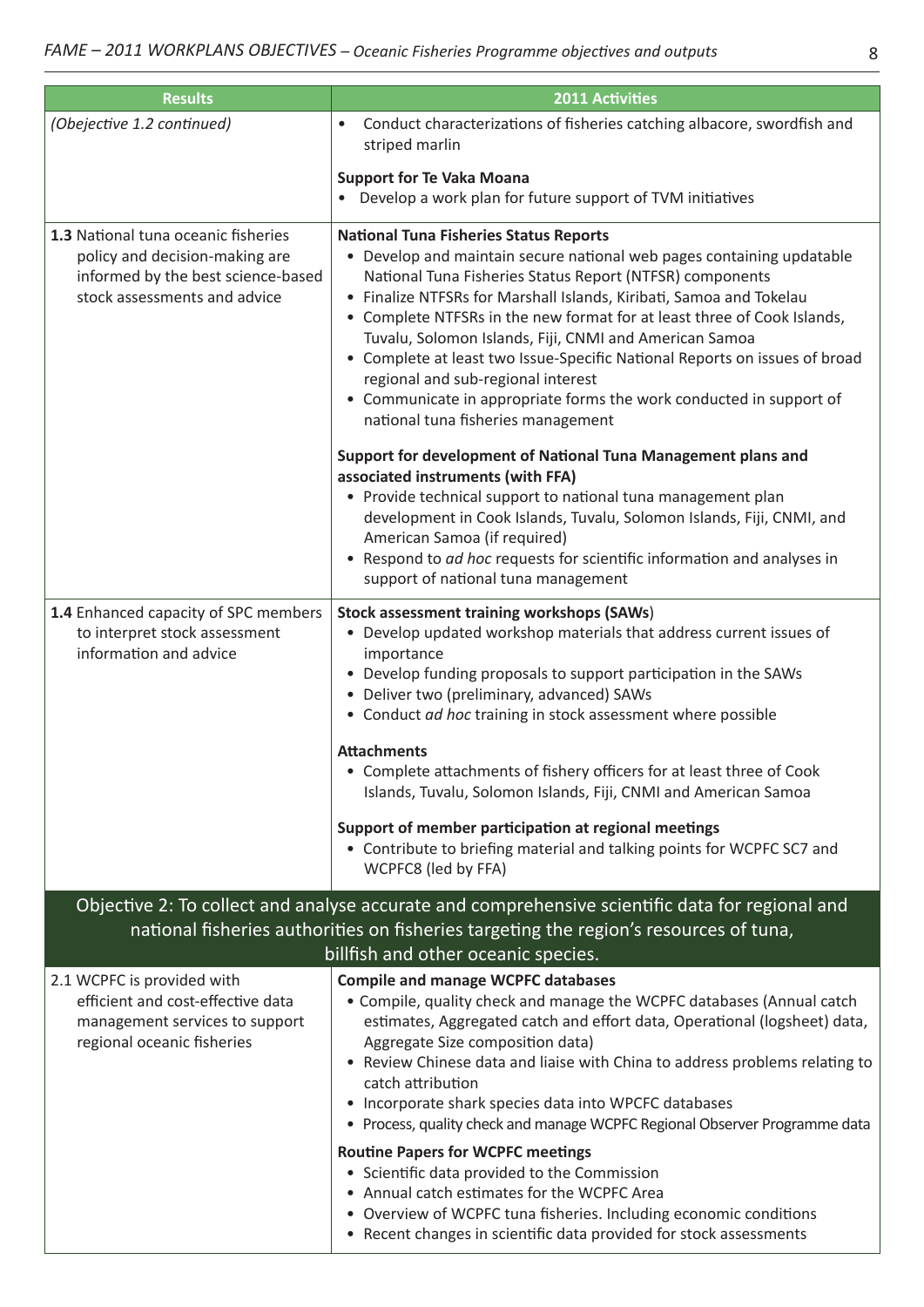| Results | 2011 Activities |
|---|---|
| *(Obejective 1.2 continued)* | • Conduct characterizations of fisheries catching albacore, swordfish and striped marlin<br><br>**Support for Te Vaka Moana**<br>• Develop a work plan for future support of TVM initiatives |
| **1.3** National tuna oceanic fisheries policy and decision-making are informed by the best science-based stock assessments and advice | **National Tuna Fisheries Status Reports**<br>• Develop and maintain secure national web pages containing updatable National Tuna Fisheries Status Report (NTFSR) components<br>• Finalize NTFSRs for Marshall Islands, Kiribati, Samoa and Tokelau<br>• Complete NTFSRs in the new format for at least three of Cook Islands, Tuvalu, Solomon Islands, Fiji, CNMI and American Samoa<br>• Complete at least two Issue-Specific National Reports on issues of broad regional and sub-regional interest<br>• Communicate in appropriate forms the work conducted in support of national tuna fisheries management<br><br>**Support for development of National Tuna Management plans and associated instruments (with FFA)**<br>• Provide technical support to national tuna management plan development in Cook Islands, Tuvalu, Solomon Islands, Fiji, CNMI, and American Samoa (if required)<br>• Respond to *ad hoc* requests for scientific information and analyses in support of national tuna management |
| **1.4** Enhanced capacity of SPC members to interpret stock assessment information and advice | **Stock assessment training workshops (SAWs**)<br>• Develop updated workshop materials that address current issues of importance<br>• Develop funding proposals to support participation in the SAWs<br>• Deliver two (preliminary, advanced) SAWs<br>• Conduct *ad hoc* training in stock assessment where possible<br><br>**Attachments**<br>• Complete attachments of fishery officers for at least three of Cook Islands, Tuvalu, Solomon Islands, Fiji, CNMI and American Samoa<br><br>**Support of member participation at regional meetings**<br>• Contribute to briefing material and talking points for WCPFC SC7 and WCPFC8 (led by FFA) |
| **Objective 2: To collect and analyse accurate and comprehensive scientific data for regional and national fisheries authorities on fisheries targeting the region's resources of tuna, billfish and other oceanic species.** | |
| 2.1 WCPFC is provided with efficient and cost-effective data management services to support regional oceanic fisheries | **Compile and manage WCPFC databases**<br>• Compile, quality check and manage the WCPFC databases (Annual catch estimates, Aggregated catch and effort data, Operational (logsheet) data, Aggregate Size composition data)<br>• Review Chinese data and liaise with China to address problems relating to catch attribution<br>• Incorporate shark species data into WPCFC databases<br>• Process, quality check and manage WCPFC Regional Observer Programme data<br><br>**Routine Papers for WCPFC meetings**<br>• Scientific data provided to the Commission<br>• Annual catch estimates for the WCPFC Area<br>• Overview of WCPFC tuna fisheries. Including economic conditions<br>• Recent changes in scientific data provided for stock assessments |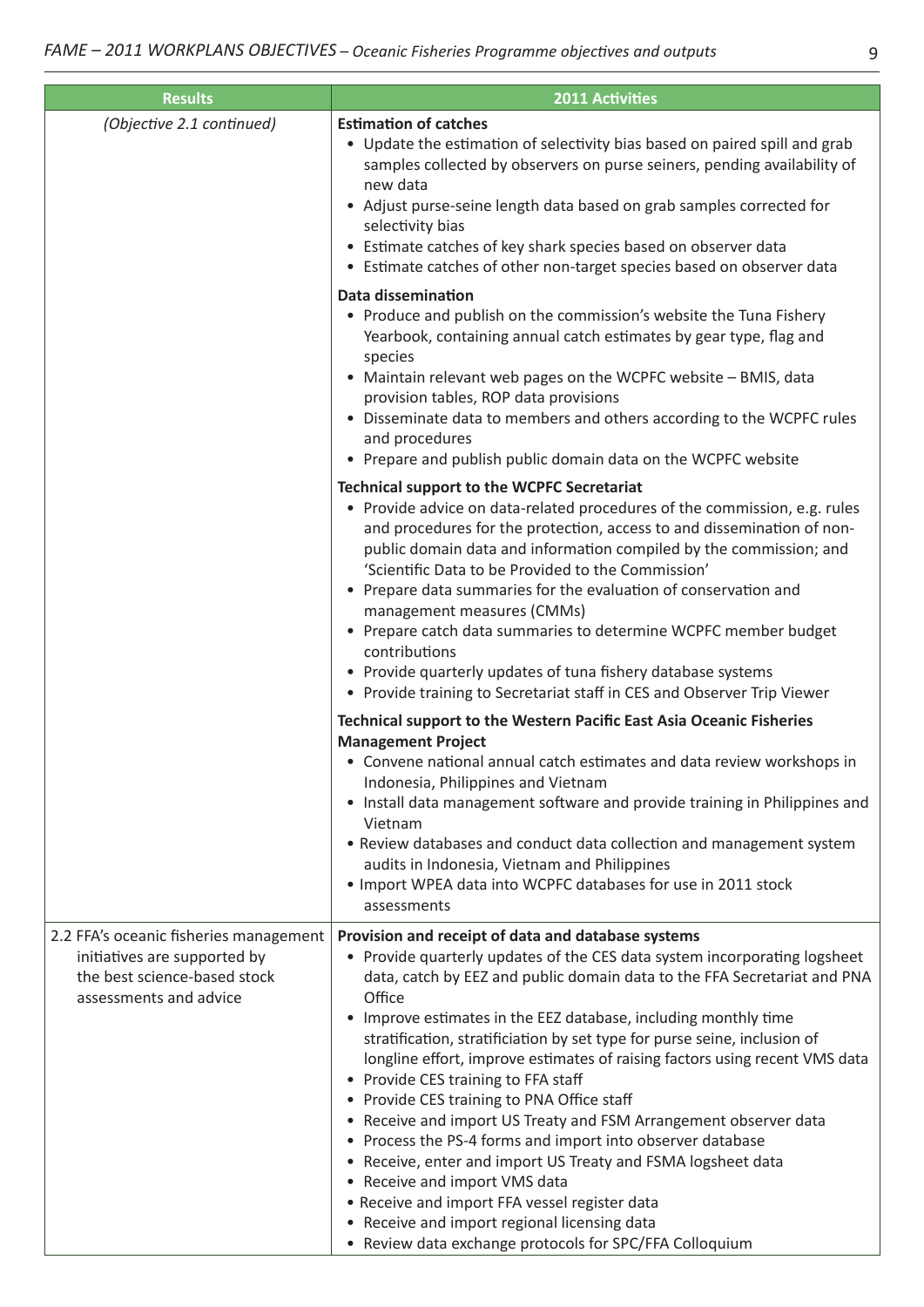| Results | 2011 Activities |
|---|---|
| *(Objective 2.1 continued)* | **Estimation of catches**<br>• Update the estimation of selectivity bias based on paired spill and grab samples collected by observers on purse seiners, pending availability of new data<br>• Adjust purse-seine length data based on grab samples corrected for selectivity bias<br>• Estimate catches of key shark species based on observer data<br>• Estimate catches of other non-target species based on observer data<br><br>**Data dissemination**<br>• Produce and publish on the commission's website the Tuna Fishery Yearbook, containing annual catch estimates by gear type, flag and species<br>• Maintain relevant web pages on the WCPFC website – BMIS, data provision tables, ROP data provisions<br>• Disseminate data to members and others according to the WCPFC rules and procedures<br>• Prepare and publish public domain data on the WCPFC website<br><br>**Technical support to the WCPFC Secretariat**<br>• Provide advice on data-related procedures of the commission, e.g. rules and procedures for the protection, access to and dissemination of non-public domain data and information compiled by the commission; and 'Scientific Data to be Provided to the Commission'<br>• Prepare data summaries for the evaluation of conservation and management measures (CMMs)<br>• Prepare catch data summaries to determine WCPFC member budget contributions<br>• Provide quarterly updates of tuna fishery database systems<br>• Provide training to Secretariat staff in CES and Observer Trip Viewer<br><br>**Technical support to the Western Pacific East Asia Oceanic Fisheries Management Project**<br>• Convene national annual catch estimates and data review workshops in Indonesia, Philippines and Vietnam<br>• Install data management software and provide training in Philippines and Vietnam<br>• Review databases and conduct data collection and management system audits in Indonesia, Vietnam and Philippines<br>• Import WPEA data into WCPFC databases for use in 2011 stock assessments |
| 2.2 FFA's oceanic fisheries management initiatives are supported by the best science-based stock assessments and advice | **Provision and receipt of data and database systems**<br>• Provide quarterly updates of the CES data system incorporating logsheet data, catch by EEZ and public domain data to the FFA Secretariat and PNA Office<br>• Improve estimates in the EEZ database, including monthly time stratification, stratificiation by set type for purse seine, inclusion of longline effort, improve estimates of raising factors using recent VMS data<br>• Provide CES training to FFA staff<br>• Provide CES training to PNA Office staff<br>• Receive and import US Treaty and FSM Arrangement observer data<br>• Process the PS-4 forms and import into observer database<br>• Receive, enter and import US Treaty and FSMA logsheet data<br>• Receive and import VMS data<br>• Receive and import FFA vessel register data<br>• Receive and import regional licensing data<br>• Review data exchange protocols for SPC/FFA Colloquium |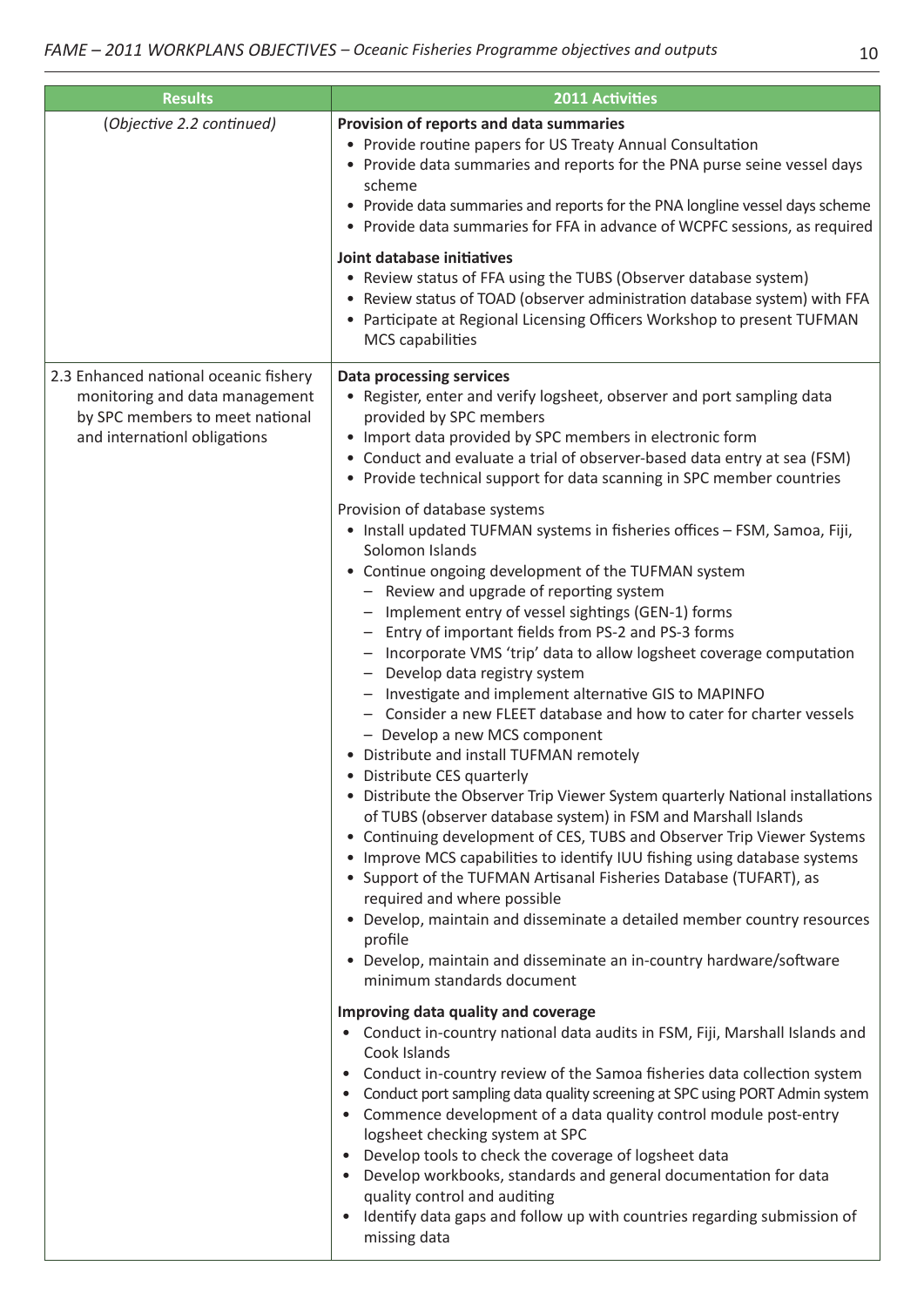| Results | 2011 Activities |
|---|---|
| *(Objective 2.2 continued)* | **Provision of reports and data summaries**<br>• Provide routine papers for US Treaty Annual Consultation<br>• Provide data summaries and reports for the PNA purse seine vessel days scheme<br>• Provide data summaries and reports for the PNA longline vessel days scheme<br>• Provide data summaries for FFA in advance of WCPFC sessions, as required<br><br>**Joint database initiatives**<br>• Review status of FFA using the TUBS (Observer database system)<br>• Review status of TOAD (observer administration database system) with FFA<br>• Participate at Regional Licensing Officers Workshop to present TUFMAN MCS capabilities |
| 2.3 Enhanced national oceanic fishery monitoring and data management by SPC members to meet national and internationl obligations | **Data processing services**<br>• Register, enter and verify logsheet, observer and port sampling data provided by SPC members<br>• Import data provided by SPC members in electronic form<br>• Conduct and evaluate a trial of observer-based data entry at sea (FSM)<br>• Provide technical support for data scanning in SPC member countries<br><br>Provision of database systems<br>• Install updated TUFMAN systems in fisheries offices – FSM, Samoa, Fiji, Solomon Islands<br>• Continue ongoing development of the TUFMAN system<br>  – Review and upgrade of reporting system<br>  – Implement entry of vessel sightings (GEN-1) forms<br>  – Entry of important fields from PS-2 and PS-3 forms<br>  – Incorporate VMS 'trip' data to allow logsheet coverage computation<br>  – Develop data registry system<br>  – Investigate and implement alternative GIS to MAPINFO<br>  – Consider a new FLEET database and how to cater for charter vessels<br>  – Develop a new MCS component<br>• Distribute and install TUFMAN remotely<br>• Distribute CES quarterly<br>• Distribute the Observer Trip Viewer System quarterly National installations of TUBS (observer database system) in FSM and Marshall Islands<br>• Continuing development of CES, TUBS and Observer Trip Viewer Systems<br>• Improve MCS capabilities to identify IUU fishing using database systems<br>• Support of the TUFMAN Artisanal Fisheries Database (TUFART), as required and where possible<br>• Develop, maintain and disseminate a detailed member country resources profile<br>• Develop, maintain and disseminate an in-country hardware/software minimum standards document<br><br>**Improving data quality and coverage**<br>• Conduct in-country national data audits in FSM, Fiji, Marshall Islands and Cook Islands<br>• Conduct in-country review of the Samoa fisheries data collection system<br>• Conduct port sampling data quality screening at SPC using PORT Admin system<br>• Commence development of a data quality control module post-entry logsheet checking system at SPC<br>• Develop tools to check the coverage of logsheet data<br>• Develop workbooks, standards and general documentation for data quality control and auditing<br>• Identify data gaps and follow up with countries regarding submission of missing data |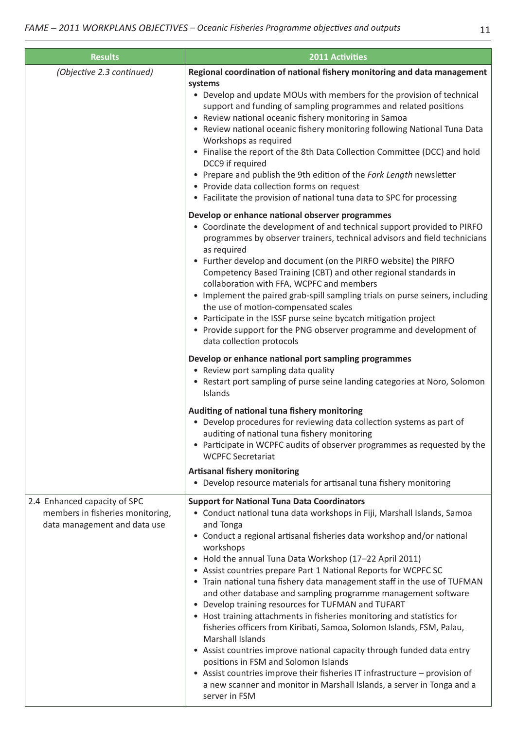| Results | 2011 Activities |
|---|---|
| *(Objective 2.3 continued)* | **Regional coordination of national fishery monitoring and data management systems**<br>• Develop and update MOUs with members for the provision of technical support and funding of sampling programmes and related positions<br>• Review national oceanic fishery monitoring in Samoa<br>• Review national oceanic fishery monitoring following National Tuna Data Workshops as required<br>• Finalise the report of the 8th Data Collection Committee (DCC) and hold DCC9 if required<br>• Prepare and publish the 9th edition of the *Fork Length* newsletter<br>• Provide data collection forms on request<br>• Facilitate the provision of national tuna data to SPC for processing<br><br>**Develop or enhance national observer programmes**<br>• Coordinate the development of and technical support provided to PIRFO programmes by observer trainers, technical advisors and field technicians as required<br>• Further develop and document (on the PIRFO website) the PIRFO Competency Based Training (CBT) and other regional standards in collaboration with FFA, WCPFC and members<br>• Implement the paired grab-spill sampling trials on purse seiners, including the use of motion-compensated scales<br>• Participate in the ISSF purse seine bycatch mitigation project<br>• Provide support for the PNG observer programme and development of data collection protocols<br><br>**Develop or enhance national port sampling programmes**<br>• Review port sampling data quality<br>• Restart port sampling of purse seine landing categories at Noro, Solomon Islands<br><br>**Auditing of national tuna fishery monitoring**<br>• Develop procedures for reviewing data collection systems as part of auditing of national tuna fishery monitoring<br>• Participate in WCPFC audits of observer programmes as requested by the WCPFC Secretariat<br><br>**Artisanal fishery monitoring**<br>• Develop resource materials for artisanal tuna fishery monitoring |
| 2.4 Enhanced capacity of SPC members in fisheries monitoring, data management and data use | **Support for National Tuna Data Coordinators**<br>• Conduct national tuna data workshops in Fiji, Marshall Islands, Samoa and Tonga<br>• Conduct a regional artisanal fisheries data workshop and/or national workshops<br>• Hold the annual Tuna Data Workshop (17–22 April 2011)<br>• Assist countries prepare Part 1 National Reports for WCPFC SC<br>• Train national tuna fishery data management staff in the use of TUFMAN and other database and sampling programme management software<br>• Develop training resources for TUFMAN and TUFART<br>• Host training attachments in fisheries monitoring and statistics for fisheries officers from Kiribati, Samoa, Solomon Islands, FSM, Palau, Marshall Islands<br>• Assist countries improve national capacity through funded data entry positions in FSM and Solomon Islands<br>• Assist countries improve their fisheries IT infrastructure – provision of a new scanner and monitor in Marshall Islands, a server in Tonga and a server in FSM |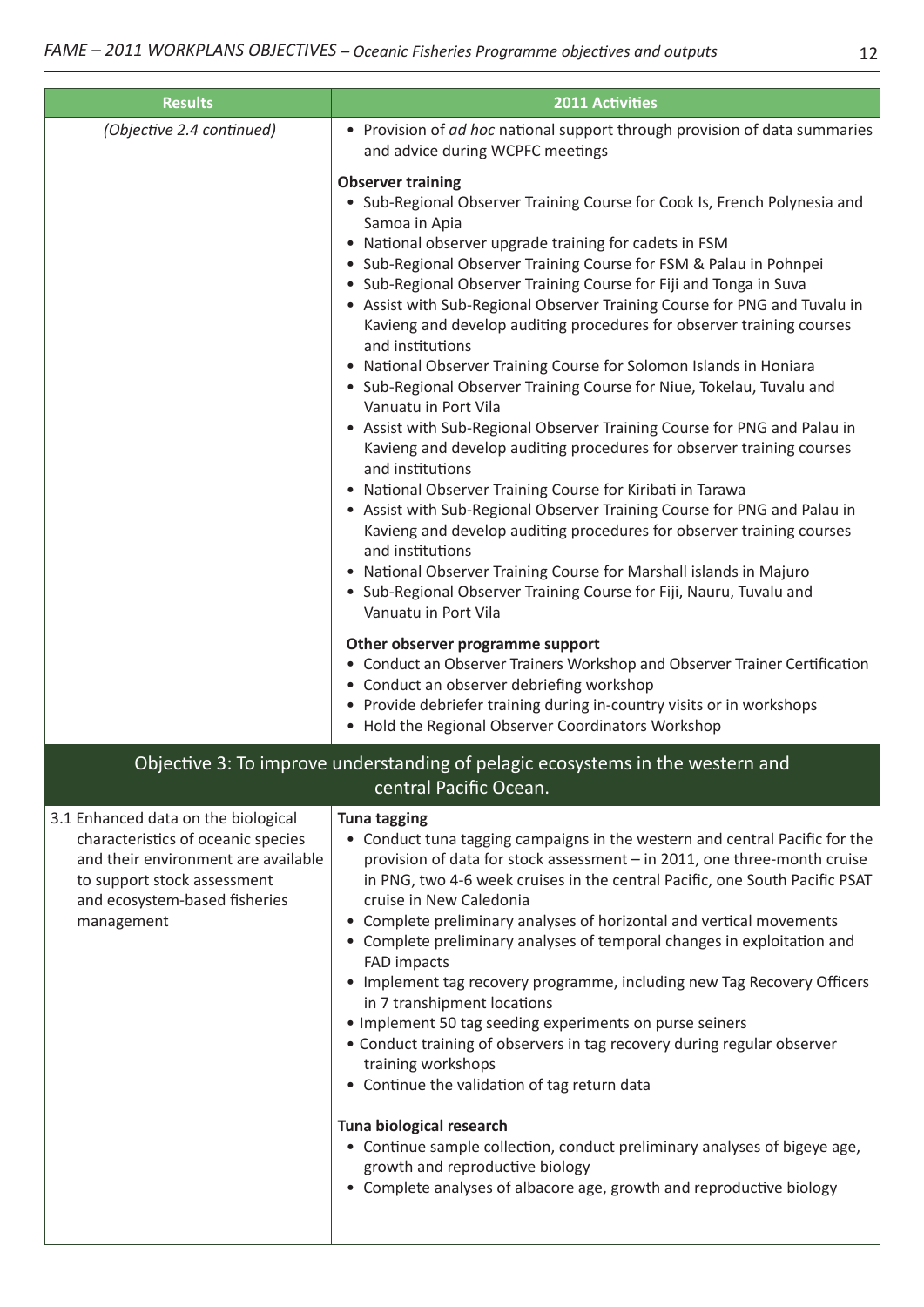| Results | 2011 Activities |
|---|---|
| *(Objective 2.4 continued)* | • Provision of *ad hoc* national support through provision of data summaries and advice during WCPFC meetings<br><br>**Observer training**<br>• Sub-Regional Observer Training Course for Cook Is, French Polynesia and Samoa in Apia<br>• National observer upgrade training for cadets in FSM<br>• Sub-Regional Observer Training Course for FSM & Palau in Pohnpei<br>• Sub-Regional Observer Training Course for Fiji and Tonga in Suva<br>• Assist with Sub-Regional Observer Training Course for PNG and Tuvalu in Kavieng and develop auditing procedures for observer training courses and institutions<br>• National Observer Training Course for Solomon Islands in Honiara<br>• Sub-Regional Observer Training Course for Niue, Tokelau, Tuvalu and Vanuatu in Port Vila<br>• Assist with Sub-Regional Observer Training Course for PNG and Palau in Kavieng and develop auditing procedures for observer training courses and institutions<br>• National Observer Training Course for Kiribati in Tarawa<br>• Assist with Sub-Regional Observer Training Course for PNG and Palau in Kavieng and develop auditing procedures for observer training courses and institutions<br>• National Observer Training Course for Marshall islands in Majuro<br>• Sub-Regional Observer Training Course for Fiji, Nauru, Tuvalu and Vanuatu in Port Vila<br><br>**Other observer programme support**<br>• Conduct an Observer Trainers Workshop and Observer Trainer Certification<br>• Conduct an observer debriefing workshop<br>• Provide debriefer training during in-country visits or in workshops<br>• Hold the Regional Observer Coordinators Workshop |
| **Objective 3: To improve understanding of pelagic ecosystems in the western and central Pacific Ocean.** | |
| 3.1 Enhanced data on the biological characteristics of oceanic species and their environment are available to support stock assessment and ecosystem-based fisheries management | **Tuna tagging**<br>• Conduct tuna tagging campaigns in the western and central Pacific for the provision of data for stock assessment – in 2011, one three-month cruise in PNG, two 4-6 week cruises in the central Pacific, one South Pacific PSAT cruise in New Caledonia<br>• Complete preliminary analyses of horizontal and vertical movements<br>• Complete preliminary analyses of temporal changes in exploitation and FAD impacts<br>• Implement tag recovery programme, including new Tag Recovery Officers in 7 transhipment locations<br>• Implement 50 tag seeding experiments on purse seiners<br>• Conduct training of observers in tag recovery during regular observer training workshops<br>• Continue the validation of tag return data<br><br>**Tuna biological research**<br>• Continue sample collection, conduct preliminary analyses of bigeye age, growth and reproductive biology<br>• Complete analyses of albacore age, growth and reproductive biology |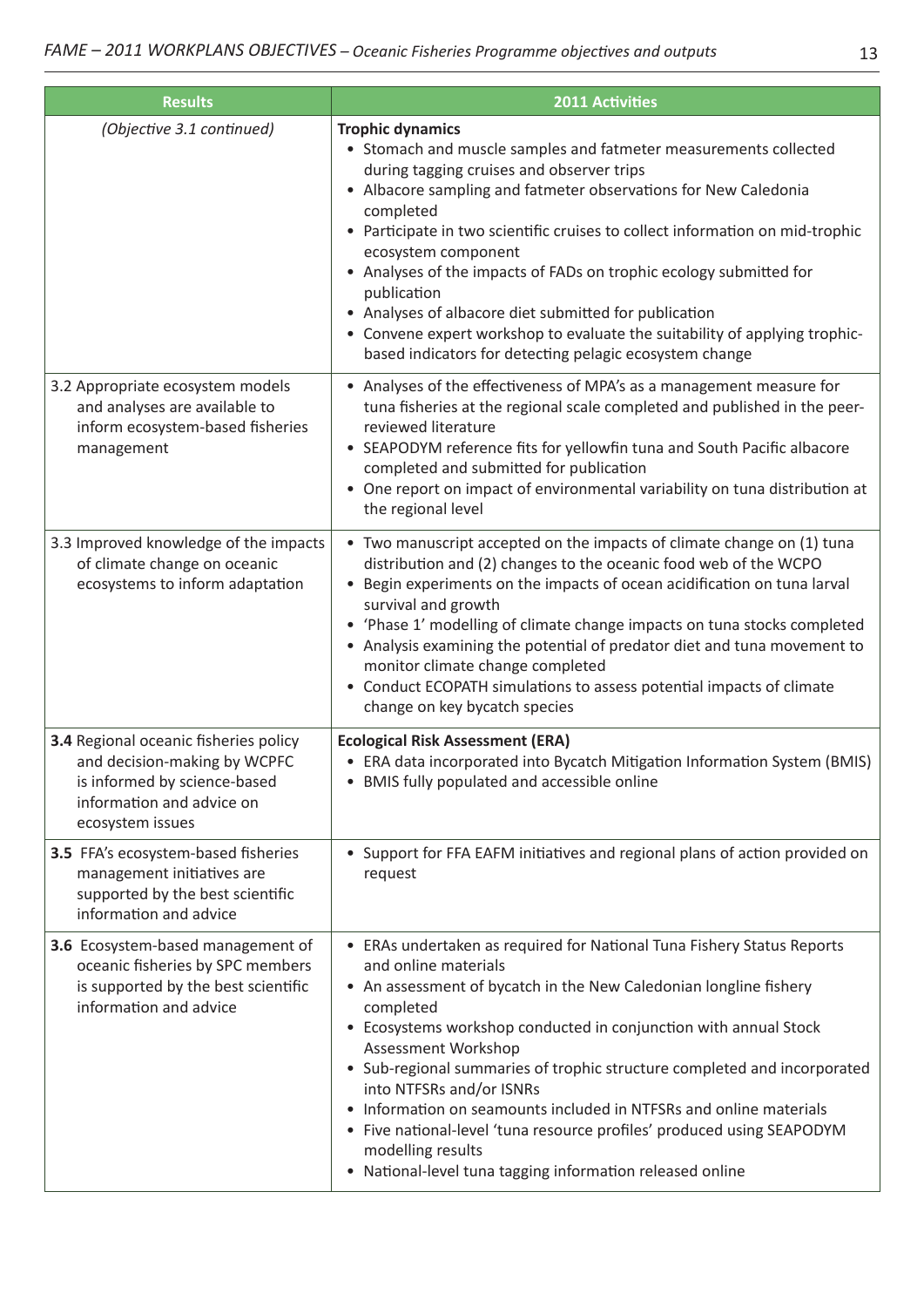| Results | 2011 Activities |
|---|---|
| *(Objective 3.1 continued)* | **Trophic dynamics**<br>• Stomach and muscle samples and fatmeter measurements collected during tagging cruises and observer trips<br>• Albacore sampling and fatmeter observations for New Caledonia completed<br>• Participate in two scientific cruises to collect information on mid-trophic ecosystem component<br>• Analyses of the impacts of FADs on trophic ecology submitted for publication<br>• Analyses of albacore diet submitted for publication<br>• Convene expert workshop to evaluate the suitability of applying trophic-based indicators for detecting pelagic ecosystem change |
| 3.2 Appropriate ecosystem models and analyses are available to inform ecosystem-based fisheries management | • Analyses of the effectiveness of MPA's as a management measure for tuna fisheries at the regional scale completed and published in the peer-reviewed literature<br>• SEAPODYM reference fits for yellowfin tuna and South Pacific albacore completed and submitted for publication<br>• One report on impact of environmental variability on tuna distribution at the regional level |
| 3.3 Improved knowledge of the impacts of climate change on oceanic ecosystems to inform adaptation | • Two manuscript accepted on the impacts of climate change on (1) tuna distribution and (2) changes to the oceanic food web of the WCPO<br>• Begin experiments on the impacts of ocean acidification on tuna larval survival and growth<br>• 'Phase 1' modelling of climate change impacts on tuna stocks completed<br>• Analysis examining the potential of predator diet and tuna movement to monitor climate change completed<br>• Conduct ECOPATH simulations to assess potential impacts of climate change on key bycatch species |
| **3.4** Regional oceanic fisheries policy and decision-making by WCPFC is informed by science-based information and advice on ecosystem issues | **Ecological Risk Assessment (ERA)**<br>• ERA data incorporated into Bycatch Mitigation Information System (BMIS)<br>• BMIS fully populated and accessible online |
| **3.5** FFA's ecosystem-based fisheries management initiatives are supported by the best scientific information and advice | • Support for FFA EAFM initiatives and regional plans of action provided on request |
| **3.6** Ecosystem-based management of oceanic fisheries by SPC members is supported by the best scientific information and advice | • ERAs undertaken as required for National Tuna Fishery Status Reports and online materials<br>• An assessment of bycatch in the New Caledonian longline fishery completed<br>• Ecosystems workshop conducted in conjunction with annual Stock Assessment Workshop<br>• Sub-regional summaries of trophic structure completed and incorporated into NTFSRs and/or ISNRs<br>• Information on seamounts included in NTFSRs and online materials<br>• Five national-level 'tuna resource profiles' produced using SEAPODYM modelling results<br>• National-level tuna tagging information released online |